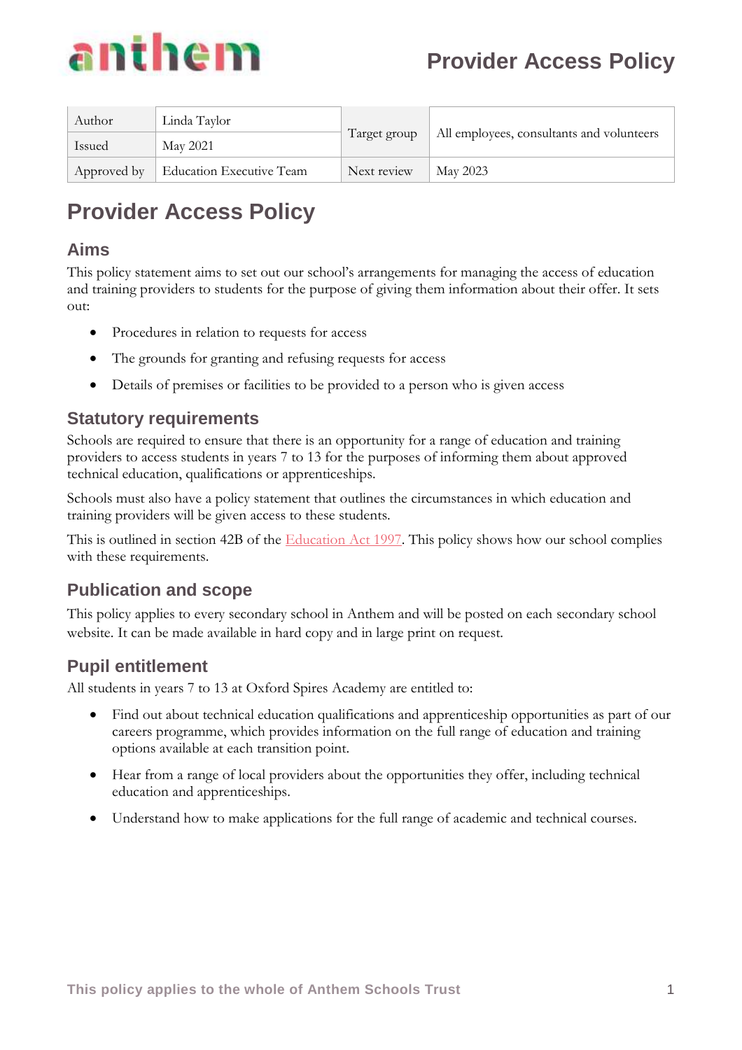# Provider Access Policy

| Author | Linda Taylor | Target group | All employees, consultants and volunteers |
| --- | --- | --- | --- |
| Issued | May 2021 | | |
| Approved by | Education Executive Team | Next review | May 2023 |

# Provider Access Policy

## Aims

This policy statement aims to set out our school's arrangements for managing the access of education and training providers to students for the purpose of giving them information about their offer. It sets out:

- Procedures in relation to requests for access
- The grounds for granting and refusing requests for access
- Details of premises or facilities to be provided to a person who is given access

## Statutory requirements

Schools are required to ensure that there is an opportunity for a range of education and training providers to access students in years 7 to 13 for the purposes of informing them about approved technical education, qualifications or apprenticeships.

Schools must also have a policy statement that outlines the circumstances in which education and training providers will be given access to these students.

This is outlined in section 42B of the Education Act 1997. This policy shows how our school complies with these requirements.

## Publication and scope

This policy applies to every secondary school in Anthem and will be posted on each secondary school website. It can be made available in hard copy and in large print on request.

## Pupil entitlement

All students in years 7 to 13 at Oxford Spires Academy are entitled to:

- Find out about technical education qualifications and apprenticeship opportunities as part of our careers programme, which provides information on the full range of education and training options available at each transition point.
- Hear from a range of local providers about the opportunities they offer, including technical education and apprenticeships.
- Understand how to make applications for the full range of academic and technical courses.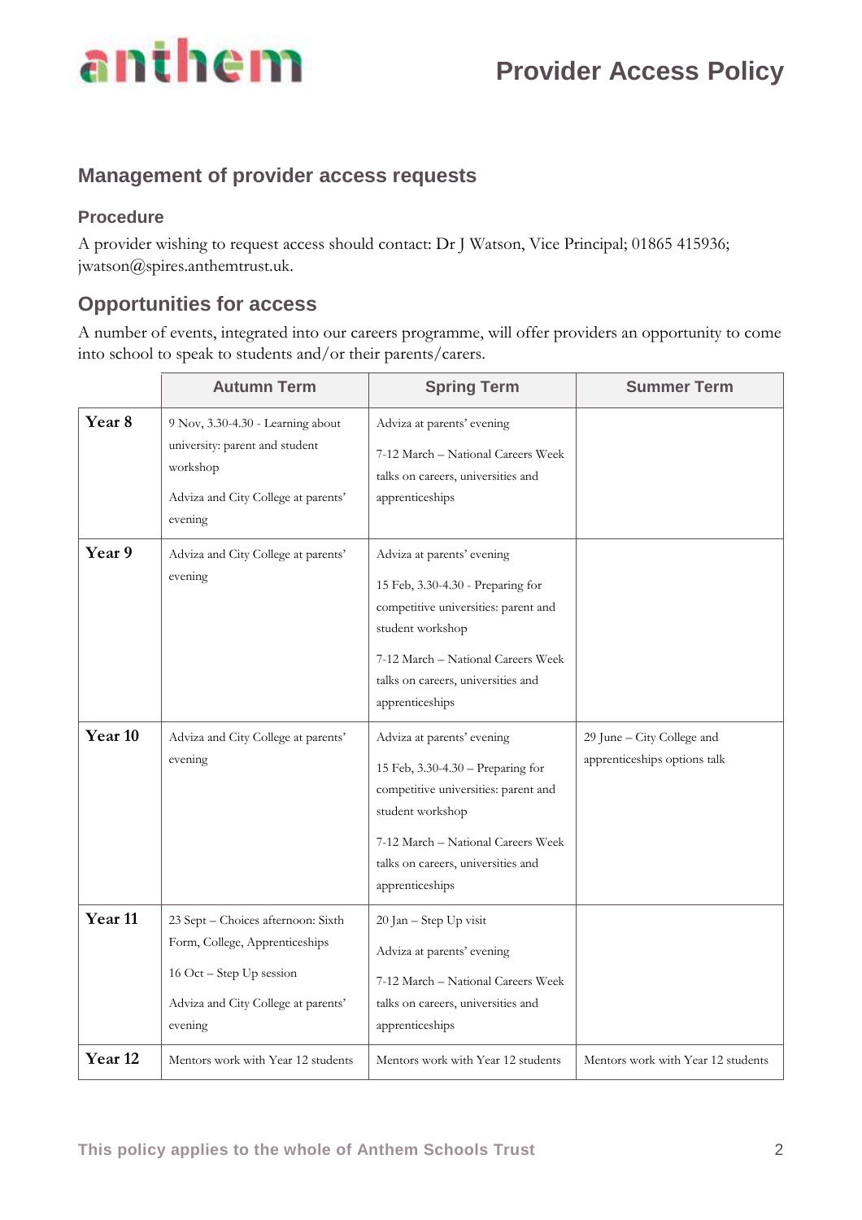## Management of provider access requests

### Procedure

A provider wishing to request access should contact: Dr J Watson, Vice Principal; 01865 415936; jwatson@spires.anthemtrust.uk.

## Opportunities for access

A number of events, integrated into our careers programme, will offer providers an opportunity to come into school to speak to students and/or their parents/carers.

| | Autumn Term | Spring Term | Summer Term |
|---|---|---|---|
| **Year 8** | 9 Nov, 3.30-4.30 - Learning about university: parent and student workshop<br><br>Adviza and City College at parents' evening | Adviza at parents' evening<br><br>7-12 March – National Careers Week talks on careers, universities and apprenticeships | |
| **Year 9** | Adviza and City College at parents' evening | Adviza at parents' evening<br><br>15 Feb, 3.30-4.30 - Preparing for competitive universities: parent and student workshop<br><br>7-12 March – National Careers Week talks on careers, universities and apprenticeships | |
| **Year 10** | Adviza and City College at parents' evening | Adviza at parents' evening<br><br>15 Feb, 3.30-4.30 – Preparing for competitive universities: parent and student workshop<br><br>7-12 March – National Careers Week talks on careers, universities and apprenticeships | 29 June – City College and apprenticeships options talk |
| **Year 11** | 23 Sept – Choices afternoon: Sixth Form, College, Apprenticeships<br><br>16 Oct – Step Up session<br><br>Adviza and City College at parents' evening | 20 Jan – Step Up visit<br><br>Adviza at parents' evening<br><br>7-12 March – National Careers Week talks on careers, universities and apprenticeships | |
| **Year 12** | Mentors work with Year 12 students | Mentors work with Year 12 students | Mentors work with Year 12 students |

This policy applies to the whole of Anthem Schools Trust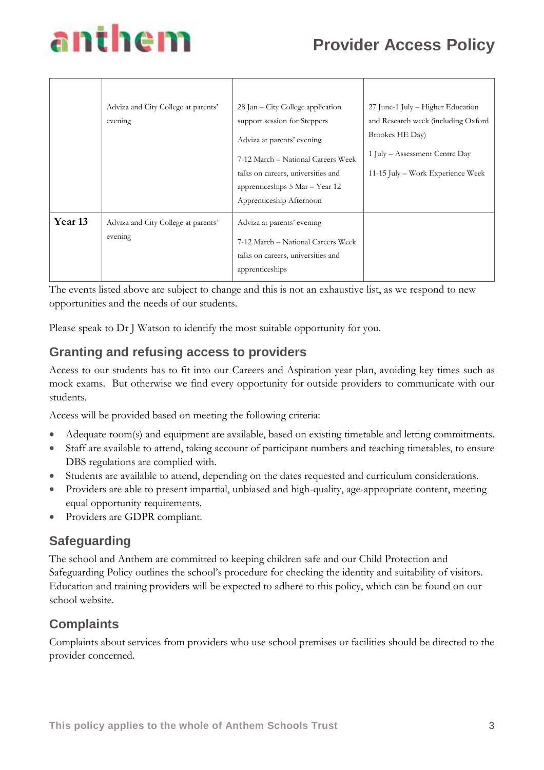|  |  |  |  |
|---|---|---|---|
|  | Adviza and City College at parents' evening | 28 Jan – City College application support session for Steppers<br><br>Adviza at parents' evening<br><br>7-12 March – National Careers Week talks on careers, universities and apprenticeships 5 Mar – Year 12 Apprenticeship Afternoon | 27 June-1 July – Higher Education and Research week (including Oxford Brookes HE Day)<br><br>1 July – Assessment Centre Day<br><br>11-15 July – Work Experience Week |
| **Year 13** | Adviza and City College at parents' evening | Adviza at parents' evening<br><br>7-12 March – National Careers Week talks on careers, universities and apprenticeships |  |

The events listed above are subject to change and this is not an exhaustive list, as we respond to new opportunities and the needs of our students.

Please speak to Dr J Watson to identify the most suitable opportunity for you.

## Granting and refusing access to providers

Access to our students has to fit into our Careers and Aspiration year plan, avoiding key times such as mock exams. But otherwise we find every opportunity for outside providers to communicate with our students.

Access will be provided based on meeting the following criteria:

- Adequate room(s) and equipment are available, based on existing timetable and letting commitments.
- Staff are available to attend, taking account of participant numbers and teaching timetables, to ensure DBS regulations are complied with.
- Students are available to attend, depending on the dates requested and curriculum considerations.
- Providers are able to present impartial, unbiased and high-quality, age-appropriate content, meeting equal opportunity requirements.
- Providers are GDPR compliant.

## Safeguarding

The school and Anthem are committed to keeping children safe and our Child Protection and Safeguarding Policy outlines the school's procedure for checking the identity and suitability of visitors. Education and training providers will be expected to adhere to this policy, which can be found on our school website.

## Complaints

Complaints about services from providers who use school premises or facilities should be directed to the provider concerned.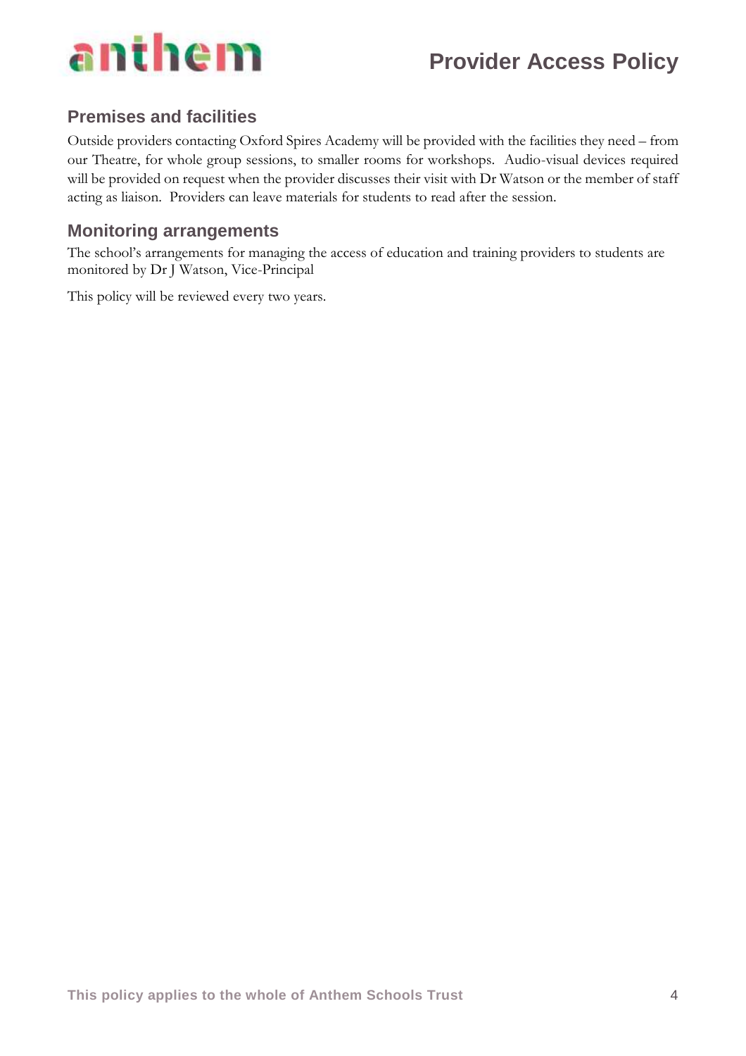## Premises and facilities

Outside providers contacting Oxford Spires Academy will be provided with the facilities they need – from our Theatre, for whole group sessions, to smaller rooms for workshops. Audio-visual devices required will be provided on request when the provider discusses their visit with Dr Watson or the member of staff acting as liaison. Providers can leave materials for students to read after the session.

## Monitoring arrangements

The school's arrangements for managing the access of education and training providers to students are monitored by Dr J Watson, Vice-Principal

This policy will be reviewed every two years.